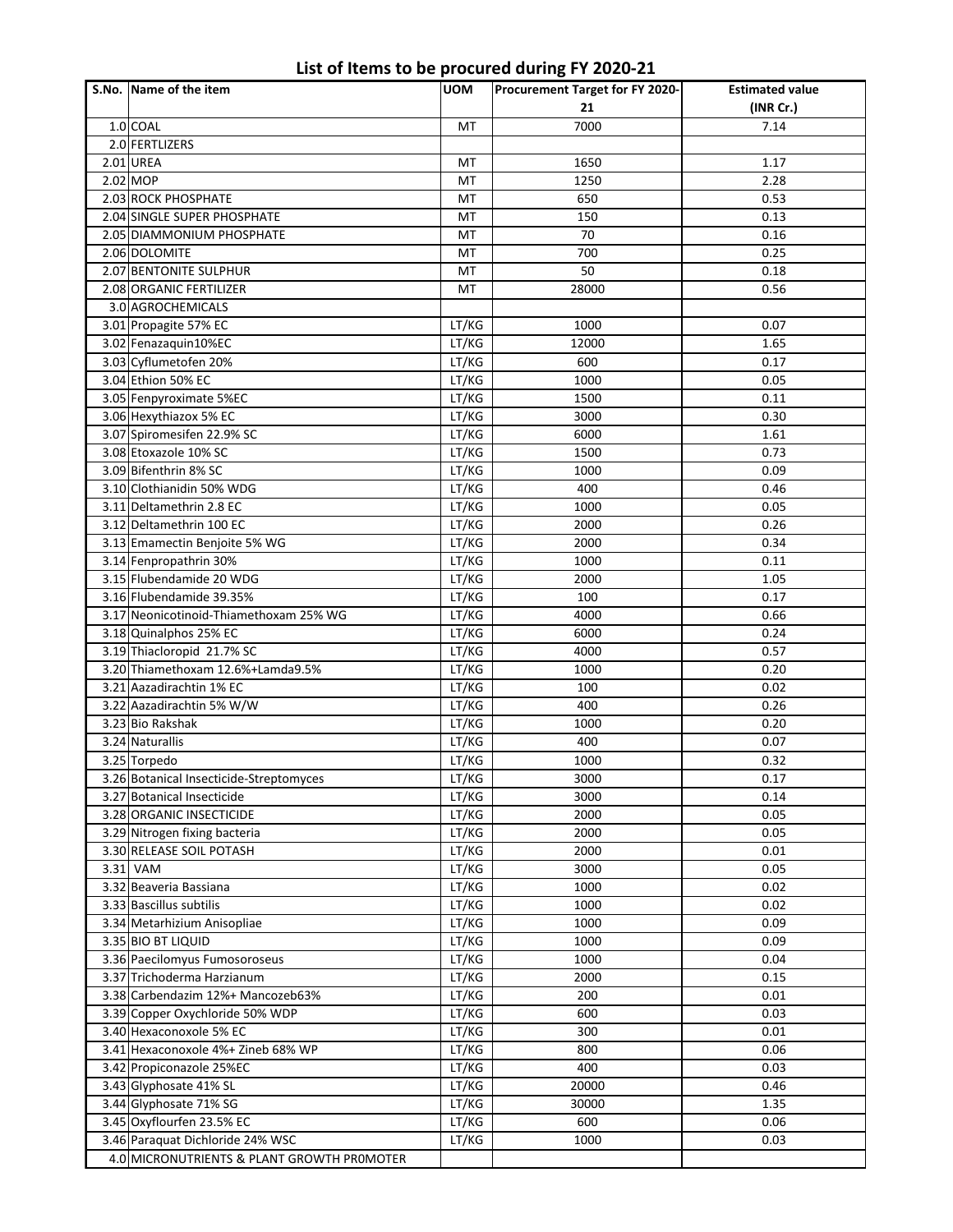# List of Items to be procured during FY 2020-21

| S.No. | Name of the item | UOM | Procurement Target for FY 2020-21 | Estimated value (INR Cr.) |
|---|---|---|---|---|
| 1.0 | COAL | MT | 7000 | 7.14 |
| 2.0 | FERTLIZERS | | | |
| 2.01 | UREA | MT | 1650 | 1.17 |
| 2.02 | MOP | MT | 1250 | 2.28 |
| 2.03 | ROCK PHOSPHATE | MT | 650 | 0.53 |
| 2.04 | SINGLE SUPER PHOSPHATE | MT | 150 | 0.13 |
| 2.05 | DIAMMONIUM PHOSPHATE | MT | 70 | 0.16 |
| 2.06 | DOLOMITE | MT | 700 | 0.25 |
| 2.07 | BENTONITE SULPHUR | MT | 50 | 0.18 |
| 2.08 | ORGANIC FERTILIZER | MT | 28000 | 0.56 |
| 3.0 | AGROCHEMICALS | | | |
| 3.01 | Propagite 57% EC | LT/KG | 1000 | 0.07 |
| 3.02 | Fenazaquin10%EC | LT/KG | 12000 | 1.65 |
| 3.03 | Cyflumetofen 20% | LT/KG | 600 | 0.17 |
| 3.04 | Ethion 50% EC | LT/KG | 1000 | 0.05 |
| 3.05 | Fenpyroximate 5%EC | LT/KG | 1500 | 0.11 |
| 3.06 | Hexythiazox 5% EC | LT/KG | 3000 | 0.30 |
| 3.07 | Spiromesifen 22.9% SC | LT/KG | 6000 | 1.61 |
| 3.08 | Etoxazole 10% SC | LT/KG | 1500 | 0.73 |
| 3.09 | Bifenthrin 8% SC | LT/KG | 1000 | 0.09 |
| 3.10 | Clothianidin 50% WDG | LT/KG | 400 | 0.46 |
| 3.11 | Deltamethrin 2.8 EC | LT/KG | 1000 | 0.05 |
| 3.12 | Deltamethrin 100 EC | LT/KG | 2000 | 0.26 |
| 3.13 | Emamectin Benjoite 5% WG | LT/KG | 2000 | 0.34 |
| 3.14 | Fenpropathrin 30% | LT/KG | 1000 | 0.11 |
| 3.15 | Flubendamide 20 WDG | LT/KG | 2000 | 1.05 |
| 3.16 | Flubendamide 39.35% | LT/KG | 100 | 0.17 |
| 3.17 | Neonicotinoid-Thiamethoxam 25% WG | LT/KG | 4000 | 0.66 |
| 3.18 | Quinalphos 25% EC | LT/KG | 6000 | 0.24 |
| 3.19 | Thiacloropid 21.7% SC | LT/KG | 4000 | 0.57 |
| 3.20 | Thiamethoxam 12.6%+Lamda9.5% | LT/KG | 1000 | 0.20 |
| 3.21 | Aazadirachtin 1% EC | LT/KG | 100 | 0.02 |
| 3.22 | Aazadirachtin 5% W/W | LT/KG | 400 | 0.26 |
| 3.23 | Bio Rakshak | LT/KG | 1000 | 0.20 |
| 3.24 | Naturallis | LT/KG | 400 | 0.07 |
| 3.25 | Torpedo | LT/KG | 1000 | 0.32 |
| 3.26 | Botanical Insecticide-Streptomyces | LT/KG | 3000 | 0.17 |
| 3.27 | Botanical Insecticide | LT/KG | 3000 | 0.14 |
| 3.28 | ORGANIC INSECTICIDE | LT/KG | 2000 | 0.05 |
| 3.29 | Nitrogen fixing bacteria | LT/KG | 2000 | 0.05 |
| 3.30 | RELEASE SOIL POTASH | LT/KG | 2000 | 0.01 |
| 3.31 | VAM | LT/KG | 3000 | 0.05 |
| 3.32 | Beaveria Bassiana | LT/KG | 1000 | 0.02 |
| 3.33 | Bascillus subtilis | LT/KG | 1000 | 0.02 |
| 3.34 | Metarhizium Anisopliae | LT/KG | 1000 | 0.09 |
| 3.35 | BIO BT LIQUID | LT/KG | 1000 | 0.09 |
| 3.36 | Paecilomyus Fumosoroseus | LT/KG | 1000 | 0.04 |
| 3.37 | Trichoderma Harzianum | LT/KG | 2000 | 0.15 |
| 3.38 | Carbendazim 12%+ Mancozeb63% | LT/KG | 200 | 0.01 |
| 3.39 | Copper Oxychloride 50% WDP | LT/KG | 600 | 0.03 |
| 3.40 | Hexaconoxole 5% EC | LT/KG | 300 | 0.01 |
| 3.41 | Hexaconoxole 4%+ Zineb 68% WP | LT/KG | 800 | 0.06 |
| 3.42 | Propiconazole 25%EC | LT/KG | 400 | 0.03 |
| 3.43 | Glyphosate 41% SL | LT/KG | 20000 | 0.46 |
| 3.44 | Glyphosate 71% SG | LT/KG | 30000 | 1.35 |
| 3.45 | Oxyflourfen 23.5% EC | LT/KG | 600 | 0.06 |
| 3.46 | Paraquat Dichloride 24% WSC | LT/KG | 1000 | 0.03 |
| 4.0 | MICRONUTRIENTS & PLANT GROWTH PR0MOTER | | | |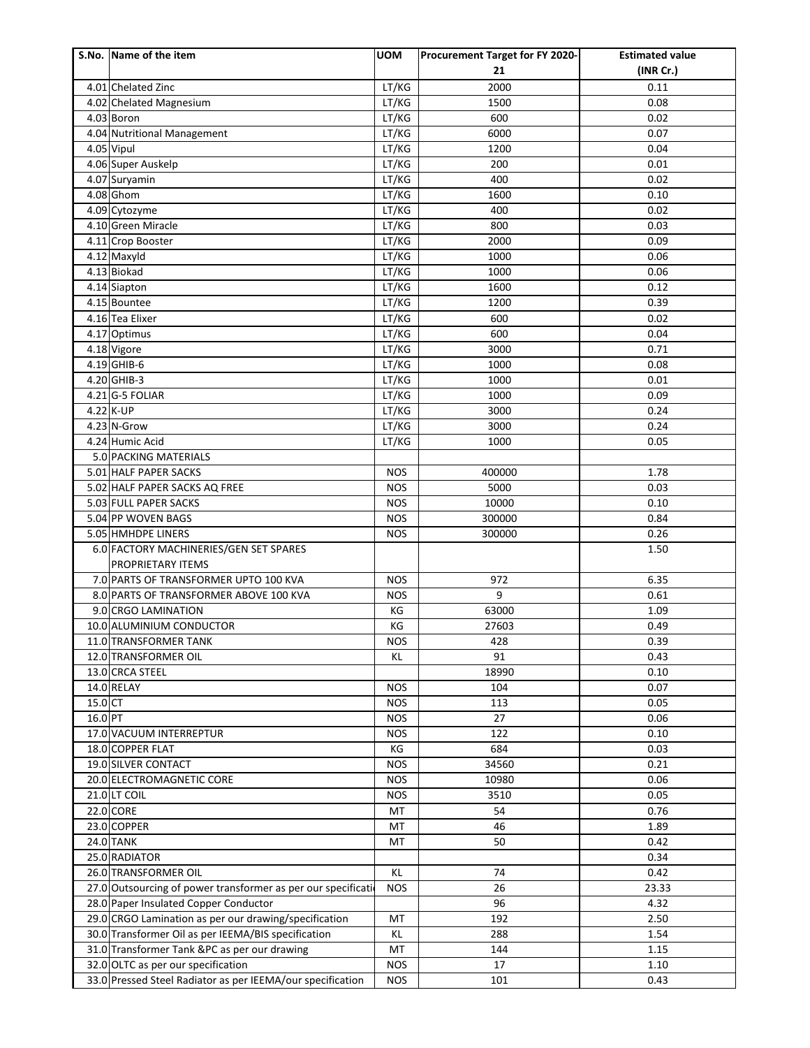| S.No. | Name of the item | UOM | Procurement Target for FY 2020-21 | Estimated value (INR Cr.) |
|---|---|---|---|---|
| 4.01 | Chelated Zinc | LT/KG | 2000 | 0.11 |
| 4.02 | Chelated Magnesium | LT/KG | 1500 | 0.08 |
| 4.03 | Boron | LT/KG | 600 | 0.02 |
| 4.04 | Nutritional Management | LT/KG | 6000 | 0.07 |
| 4.05 | Vipul | LT/KG | 1200 | 0.04 |
| 4.06 | Super Auskelp | LT/KG | 200 | 0.01 |
| 4.07 | Suryamin | LT/KG | 400 | 0.02 |
| 4.08 | Ghom | LT/KG | 1600 | 0.10 |
| 4.09 | Cytozyme | LT/KG | 400 | 0.02 |
| 4.10 | Green Miracle | LT/KG | 800 | 0.03 |
| 4.11 | Crop Booster | LT/KG | 2000 | 0.09 |
| 4.12 | Maxyld | LT/KG | 1000 | 0.06 |
| 4.13 | Biokad | LT/KG | 1000 | 0.06 |
| 4.14 | Siapton | LT/KG | 1600 | 0.12 |
| 4.15 | Bountee | LT/KG | 1200 | 0.39 |
| 4.16 | Tea Elixer | LT/KG | 600 | 0.02 |
| 4.17 | Optimus | LT/KG | 600 | 0.04 |
| 4.18 | Vigore | LT/KG | 3000 | 0.71 |
| 4.19 | GHIB-6 | LT/KG | 1000 | 0.08 |
| 4.20 | GHIB-3 | LT/KG | 1000 | 0.01 |
| 4.21 | G-5 FOLIAR | LT/KG | 1000 | 0.09 |
| 4.22 | K-UP | LT/KG | 3000 | 0.24 |
| 4.23 | N-Grow | LT/KG | 3000 | 0.24 |
| 4.24 | Humic Acid | LT/KG | 1000 | 0.05 |
| 5.0 | PACKING MATERIALS | | | |
| 5.01 | HALF PAPER SACKS | NOS | 400000 | 1.78 |
| 5.02 | HALF PAPER SACKS AQ FREE | NOS | 5000 | 0.03 |
| 5.03 | FULL PAPER SACKS | NOS | 10000 | 0.10 |
| 5.04 | PP WOVEN BAGS | NOS | 300000 | 0.84 |
| 5.05 | HMHDPE LINERS | NOS | 300000 | 0.26 |
| 6.0 | FACTORY MACHINERIES/GEN SET SPARES PROPRIETARY ITEMS | | | 1.50 |
| 7.0 | PARTS OF TRANSFORMER UPTO 100 KVA | NOS | 972 | 6.35 |
| 8.0 | PARTS OF TRANSFORMER ABOVE 100 KVA | NOS | 9 | 0.61 |
| 9.0 | CRGO LAMINATION | KG | 63000 | 1.09 |
| 10.0 | ALUMINIUM CONDUCTOR | KG | 27603 | 0.49 |
| 11.0 | TRANSFORMER TANK | NOS | 428 | 0.39 |
| 12.0 | TRANSFORMER OIL | KL | 91 | 0.43 |
| 13.0 | CRCA STEEL | | 18990 | 0.10 |
| 14.0 | RELAY | NOS | 104 | 0.07 |
| 15.0 | CT | NOS | 113 | 0.05 |
| 16.0 | PT | NOS | 27 | 0.06 |
| 17.0 | VACUUM INTERREPTUR | NOS | 122 | 0.10 |
| 18.0 | COPPER FLAT | KG | 684 | 0.03 |
| 19.0 | SILVER CONTACT | NOS | 34560 | 0.21 |
| 20.0 | ELECTROMAGNETIC CORE | NOS | 10980 | 0.06 |
| 21.0 | LT COIL | NOS | 3510 | 0.05 |
| 22.0 | CORE | MT | 54 | 0.76 |
| 23.0 | COPPER | MT | 46 | 1.89 |
| 24.0 | TANK | MT | 50 | 0.42 |
| 25.0 | RADIATOR | | | 0.34 |
| 26.0 | TRANSFORMER OIL | KL | 74 | 0.42 |
| 27.0 | Outsourcing of power transformer as per our specificati | NOS | 26 | 23.33 |
| 28.0 | Paper Insulated Copper Conductor | | 96 | 4.32 |
| 29.0 | CRGO Lamination as per our drawing/specification | MT | 192 | 2.50 |
| 30.0 | Transformer Oil as per IEEMA/BIS specification | KL | 288 | 1.54 |
| 31.0 | Transformer Tank &PC as per our drawing | MT | 144 | 1.15 |
| 32.0 | OLTC as per our specification | NOS | 17 | 1.10 |
| 33.0 | Pressed Steel Radiator as per IEEMA/our specification | NOS | 101 | 0.43 |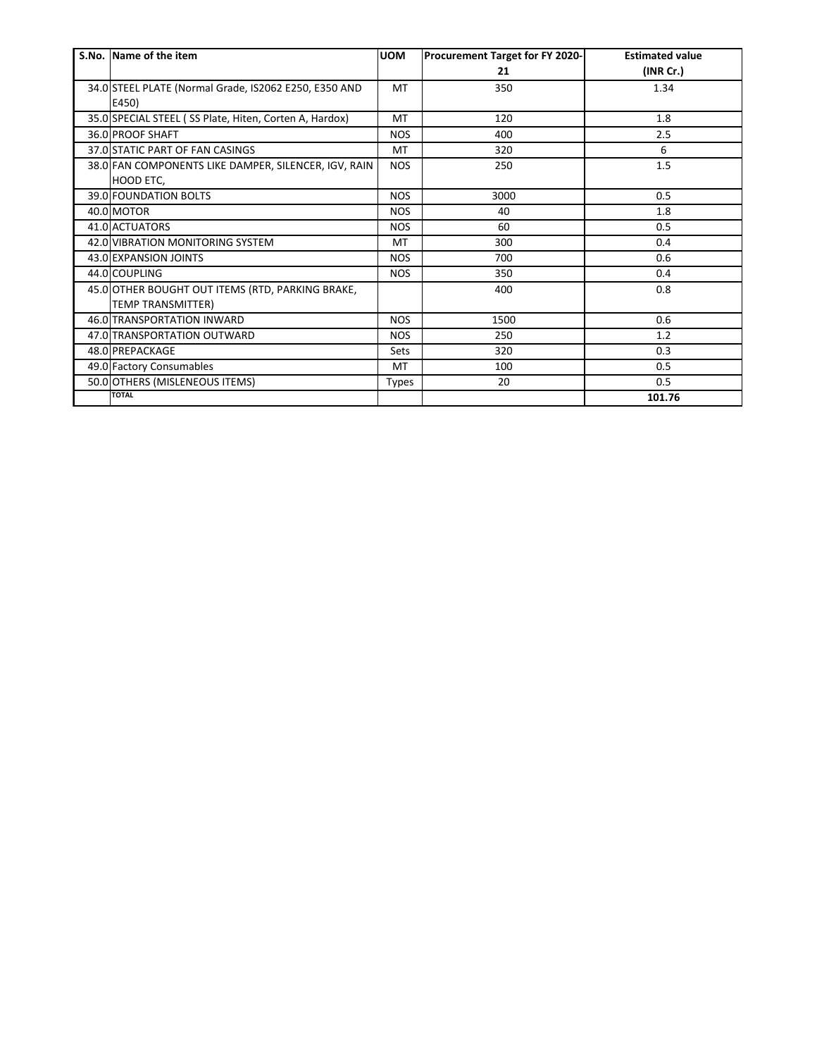| S.No. | Name of the item | UOM | Procurement Target for FY 2020-21 | Estimated value (INR Cr.) |
|---|---|---|---|---|
| 34.0 | STEEL PLATE (Normal Grade, IS2062 E250, E350 AND E450) | MT | 350 | 1.34 |
| 35.0 | SPECIAL STEEL ( SS Plate, Hiten, Corten A, Hardox) | MT | 120 | 1.8 |
| 36.0 | PROOF SHAFT | NOS | 400 | 2.5 |
| 37.0 | STATIC PART OF FAN CASINGS | MT | 320 | 6 |
| 38.0 | FAN COMPONENTS LIKE DAMPER, SILENCER, IGV, RAIN HOOD ETC, | NOS | 250 | 1.5 |
| 39.0 | FOUNDATION BOLTS | NOS | 3000 | 0.5 |
| 40.0 | MOTOR | NOS | 40 | 1.8 |
| 41.0 | ACTUATORS | NOS | 60 | 0.5 |
| 42.0 | VIBRATION MONITORING SYSTEM | MT | 300 | 0.4 |
| 43.0 | EXPANSION JOINTS | NOS | 700 | 0.6 |
| 44.0 | COUPLING | NOS | 350 | 0.4 |
| 45.0 | OTHER BOUGHT OUT ITEMS (RTD, PARKING BRAKE, TEMP TRANSMITTER) | | 400 | 0.8 |
| 46.0 | TRANSPORTATION INWARD | NOS | 1500 | 0.6 |
| 47.0 | TRANSPORTATION OUTWARD | NOS | 250 | 1.2 |
| 48.0 | PREPACKAGE | Sets | 320 | 0.3 |
| 49.0 | Factory Consumables | MT | 100 | 0.5 |
| 50.0 | OTHERS (MISLENEOUS ITEMS) | Types | 20 | 0.5 |
| | TOTAL | | | 101.76 |